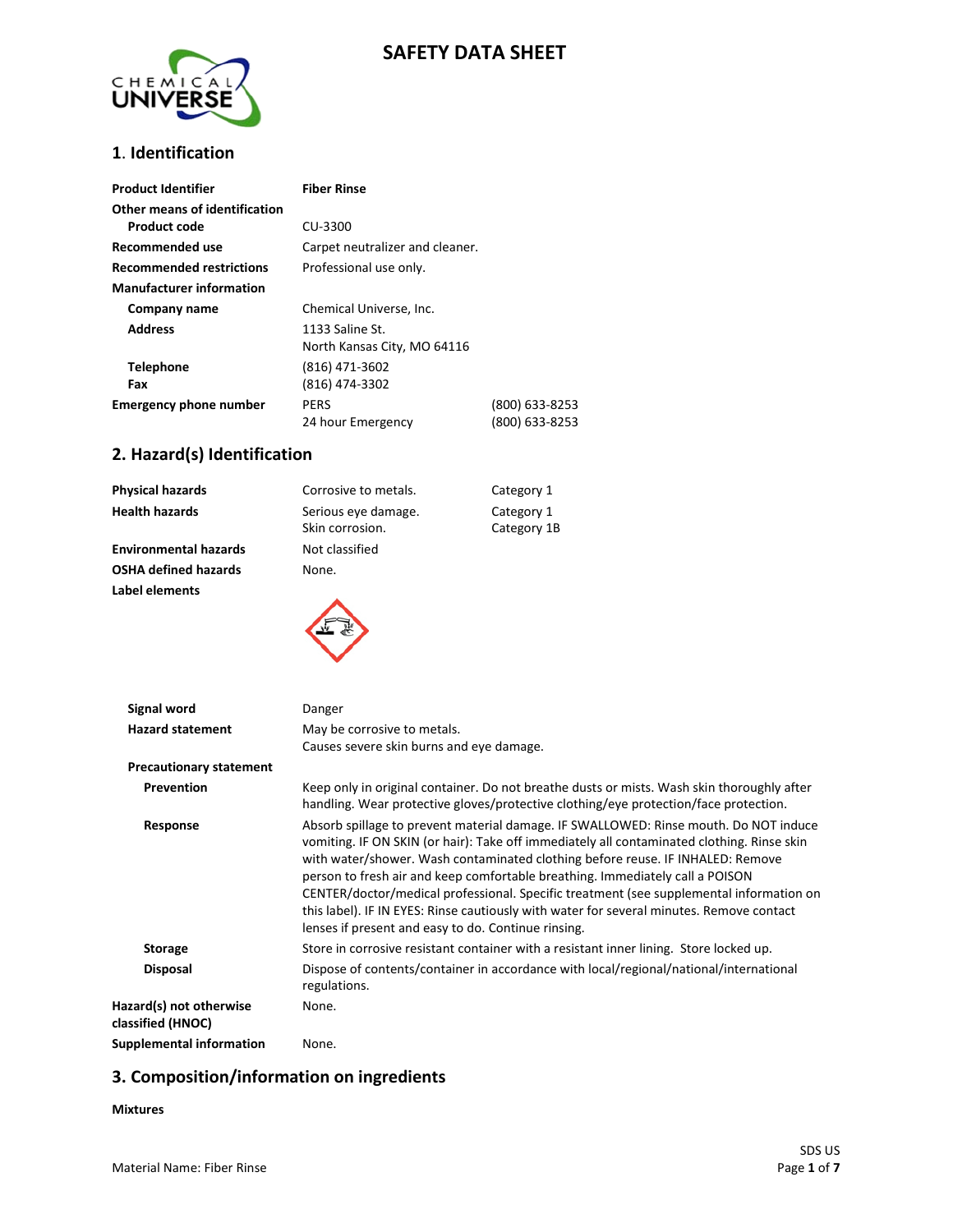# SAFETY DATA SHEET

## 1. Identification

| | | |
|---|---|---|
| **Product Identifier** | **Fiber Rinse** | |
| **Other means of identification** | | |
| **Product code** | CU-3300 | |
| **Recommended use** | Carpet neutralizer and cleaner. | |
| **Recommended restrictions** | Professional use only. | |
| **Manufacturer information** | | |
| **Company name** | Chemical Universe, Inc. | |
| **Address** | 1133 Saline St.<br>North Kansas City, MO 64116 | |
| **Telephone** | (816) 471-3602 | |
| **Fax** | (816) 474-3302 | |
| **Emergency phone number** | PERS | (800) 633-8253 |
| | 24 hour Emergency | (800) 633-8253 |

## 2. Hazard(s) Identification

| | | |
|---|---|---|
| **Physical hazards** | Corrosive to metals. | Category 1 |
| **Health hazards** | Serious eye damage. | Category 1 |
| | Skin corrosion. | Category 1B |
| **Environmental hazards** | Not classified | |
| **OSHA defined hazards** | None. | |

**Label elements**

**Signal word** Danger

**Hazard statement** May be corrosive to metals.
Causes severe skin burns and eye damage.

**Precautionary statement**

**Prevention** Keep only in original container. Do not breathe dusts or mists. Wash skin thoroughly after handling. Wear protective gloves/protective clothing/eye protection/face protection.

**Response** Absorb spillage to prevent material damage. IF SWALLOWED: Rinse mouth. Do NOT induce vomiting. IF ON SKIN (or hair): Take off immediately all contaminated clothing. Rinse skin with water/shower. Wash contaminated clothing before reuse. IF INHALED: Remove person to fresh air and keep comfortable breathing. Immediately call a POISON CENTER/doctor/medical professional. Specific treatment (see supplemental information on this label). IF IN EYES: Rinse cautiously with water for several minutes. Remove contact lenses if present and easy to do. Continue rinsing.

**Storage** Store in corrosive resistant container with a resistant inner lining. Store locked up.

**Disposal** Dispose of contents/container in accordance with local/regional/national/international regulations.

**Hazard(s) not otherwise classified (HNOC)** None.

**Supplemental information** None.

## 3. Composition/information on ingredients

**Mixtures**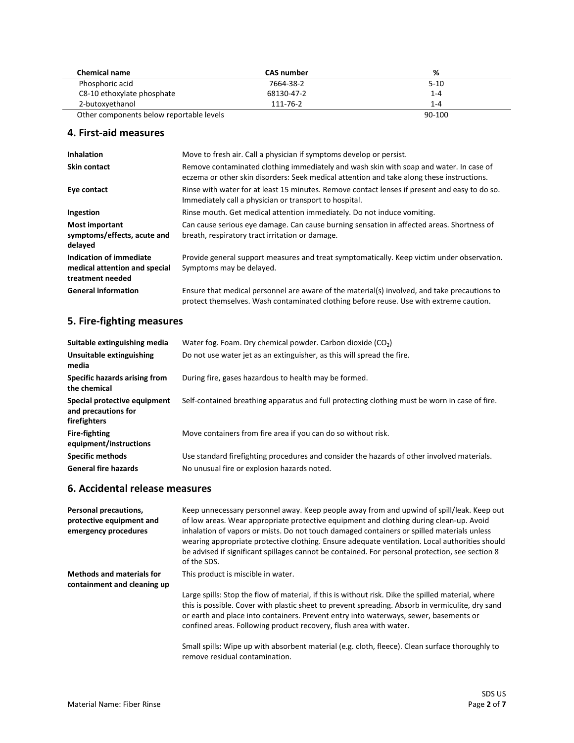| Chemical name | CAS number | % |
| --- | --- | --- |
| Phosphoric acid | 7664-38-2 | 5-10 |
| C8-10 ethoxylate phosphate | 68130-47-2 | 1-4 |
| 2-butoxyethanol | 111-76-2 | 1-4 |
| Other components below reportable levels | | 90-100 |

## 4. First-aid measures

| | |
| --- | --- |
| **Inhalation** | Move to fresh air. Call a physician if symptoms develop or persist. |
| **Skin contact** | Remove contaminated clothing immediately and wash skin with soap and water. In case of eczema or other skin disorders: Seek medical attention and take along these instructions. |
| **Eye contact** | Rinse with water for at least 15 minutes. Remove contact lenses if present and easy to do so. Immediately call a physician or transport to hospital. |
| **Ingestion** | Rinse mouth. Get medical attention immediately. Do not induce vomiting. |
| **Most important symptoms/effects, acute and delayed** | Can cause serious eye damage. Can cause burning sensation in affected areas. Shortness of breath, respiratory tract irritation or damage. |
| **Indication of immediate medical attention and special treatment needed** | Provide general support measures and treat symptomatically. Keep victim under observation. Symptoms may be delayed. |
| **General information** | Ensure that medical personnel are aware of the material(s) involved, and take precautions to protect themselves. Wash contaminated clothing before reuse. Use with extreme caution. |

## 5. Fire-fighting measures

| | |
| --- | --- |
| **Suitable extinguishing media** | Water fog. Foam. Dry chemical powder. Carbon dioxide ($CO_2$) |
| **Unsuitable extinguishing media** | Do not use water jet as an extinguisher, as this will spread the fire. |
| **Specific hazards arising from the chemical** | During fire, gases hazardous to health may be formed. |
| **Special protective equipment and precautions for firefighters** | Self-contained breathing apparatus and full protecting clothing must be worn in case of fire. |
| **Fire-fighting equipment/instructions** | Move containers from fire area if you can do so without risk. |
| **Specific methods** | Use standard firefighting procedures and consider the hazards of other involved materials. |
| **General fire hazards** | No unusual fire or explosion hazards noted. |

## 6. Accidental release measures

**Personal precautions, protective equipment and emergency procedures**

Keep unnecessary personnel away. Keep people away from and upwind of spill/leak. Keep out of low areas. Wear appropriate protective equipment and clothing during clean-up. Avoid inhalation of vapors or mists. Do not touch damaged containers or spilled materials unless wearing appropriate protective clothing. Ensure adequate ventilation. Local authorities should be advised if significant spillages cannot be contained. For personal protection, see section 8 of the SDS.

**Methods and materials for containment and cleaning up**

This product is miscible in water.

Large spills: Stop the flow of material, if this is without risk. Dike the spilled material, where this is possible. Cover with plastic sheet to prevent spreading. Absorb in vermiculite, dry sand or earth and place into containers. Prevent entry into waterways, sewer, basements or confined areas. Following product recovery, flush area with water.

Small spills: Wipe up with absorbent material (e.g. cloth, fleece). Clean surface thoroughly to remove residual contamination.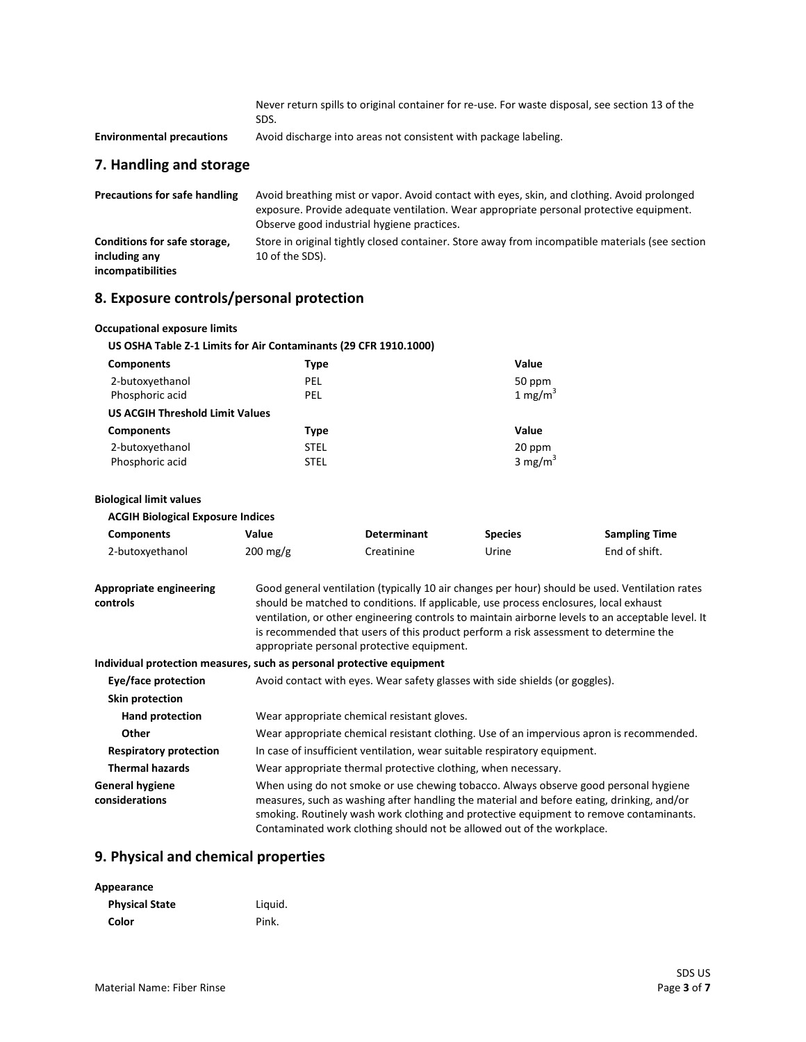Never return spills to original container for re-use. For waste disposal, see section 13 of the SDS.

**Environmental precautions** Avoid discharge into areas not consistent with package labeling.

## 7. Handling and storage

**Precautions for safe handling** Avoid breathing mist or vapor. Avoid contact with eyes, skin, and clothing. Avoid prolonged exposure. Provide adequate ventilation. Wear appropriate personal protective equipment. Observe good industrial hygiene practices.

**Conditions for safe storage, including any incompatibilities** Store in original tightly closed container. Store away from incompatible materials (see section 10 of the SDS).

## 8. Exposure controls/personal protection

**Occupational exposure limits**

**US OSHA Table Z-1 Limits for Air Contaminants (29 CFR 1910.1000)**

| Components | Type | Value |
|---|---|---|
| 2-butoxyethanol | PEL | 50 ppm |
| Phosphoric acid | PEL | 1 $mg/m^3$ |

**US ACGIH Threshold Limit Values**

| Components | Type | Value |
|---|---|---|
| 2-butoxyethanol | STEL | 20 ppm |
| Phosphoric acid | STEL | 3 $mg/m^3$ |

**Biological limit values**

**ACGIH Biological Exposure Indices**

| Components | Value | Determinant | Species | Sampling Time |
|---|---|---|---|---|
| 2-butoxyethanol | 200 mg/g | Creatinine | Urine | End of shift. |

**Appropriate engineering controls** Good general ventilation (typically 10 air changes per hour) should be used. Ventilation rates should be matched to conditions. If applicable, use process enclosures, local exhaust ventilation, or other engineering controls to maintain airborne levels to an acceptable level. It is recommended that users of this product perform a risk assessment to determine the appropriate personal protective equipment.

**Individual protection measures, such as personal protective equipment**

**Eye/face protection** Avoid contact with eyes. Wear safety glasses with side shields (or goggles).

**Skin protection**

**Hand protection** Wear appropriate chemical resistant gloves.

**Other** Wear appropriate chemical resistant clothing. Use of an impervious apron is recommended.

**Respiratory protection** In case of insufficient ventilation, wear suitable respiratory equipment.

**Thermal hazards** Wear appropriate thermal protective clothing, when necessary.

**General hygiene considerations** When using do not smoke or use chewing tobacco. Always observe good personal hygiene measures, such as washing after handling the material and before eating, drinking, and/or smoking. Routinely wash work clothing and protective equipment to remove contaminants. Contaminated work clothing should not be allowed out of the workplace.

## 9. Physical and chemical properties

**Appearance**

**Physical State** Liquid.

**Color** Pink.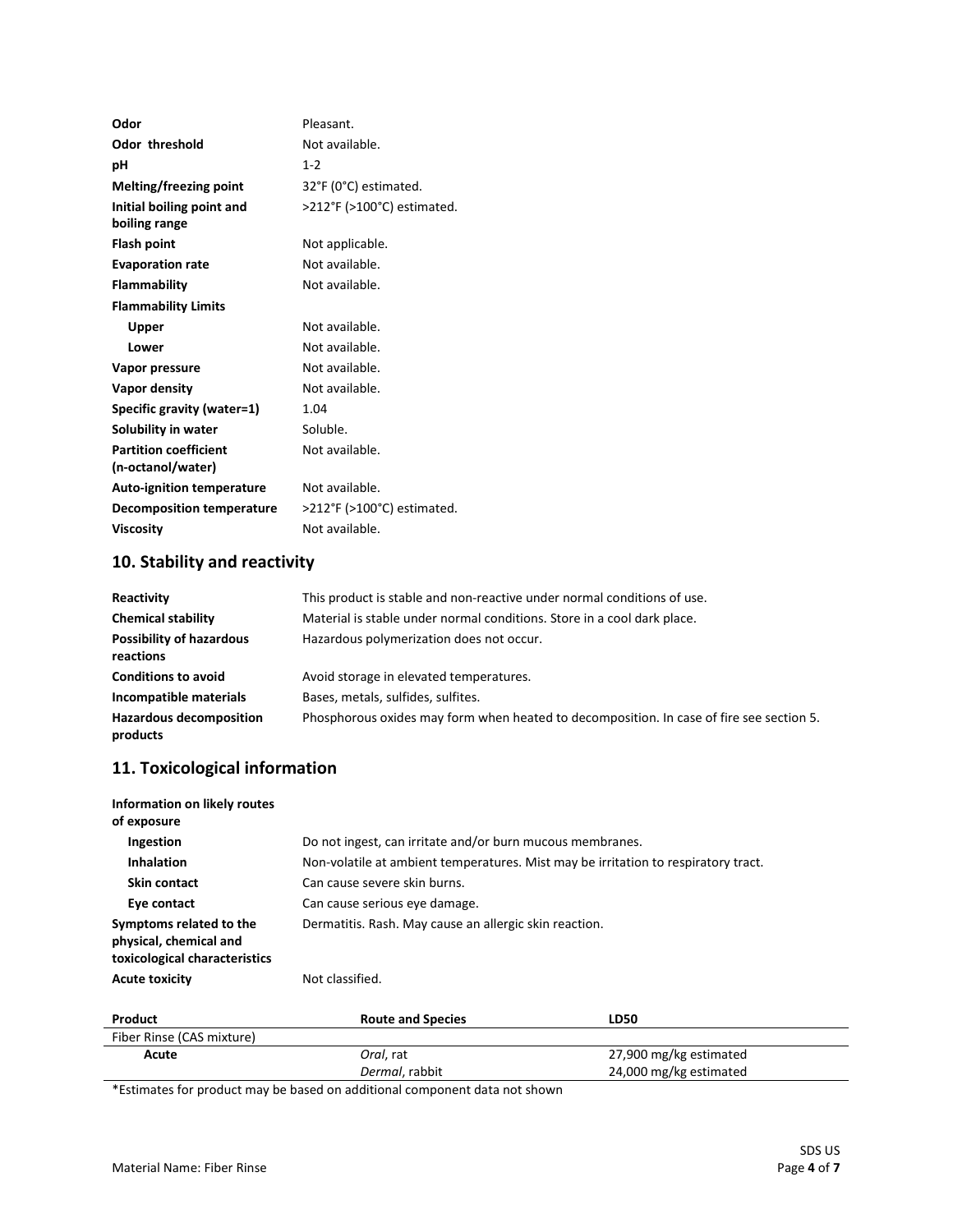| | |
|---|---|
| **Odor** | Pleasant. |
| **Odor threshold** | Not available. |
| **pH** | 1-2 |
| **Melting/freezing point** | 32°F (0°C) estimated. |
| **Initial boiling point and boiling range** | >212°F (>100°C) estimated. |
| **Flash point** | Not applicable. |
| **Evaporation rate** | Not available. |
| **Flammability** | Not available. |
| **Flammability Limits** | |
| **Upper** | Not available. |
| **Lower** | Not available. |
| **Vapor pressure** | Not available. |
| **Vapor density** | Not available. |
| **Specific gravity (water=1)** | 1.04 |
| **Solubility in water** | Soluble. |
| **Partition coefficient (n-octanol/water)** | Not available. |
| **Auto-ignition temperature** | Not available. |
| **Decomposition temperature** | >212°F (>100°C) estimated. |
| **Viscosity** | Not available. |

## 10. Stability and reactivity

| | |
|---|---|
| **Reactivity** | This product is stable and non-reactive under normal conditions of use. |
| **Chemical stability** | Material is stable under normal conditions. Store in a cool dark place. |
| **Possibility of hazardous reactions** | Hazardous polymerization does not occur. |
| **Conditions to avoid** | Avoid storage in elevated temperatures. |
| **Incompatible materials** | Bases, metals, sulfides, sulfites. |
| **Hazardous decomposition products** | Phosphorous oxides may form when heated to decomposition. In case of fire see section 5. |

## 11. Toxicological information

| | |
|---|---|
| **Information on likely routes of exposure** | |
| **Ingestion** | Do not ingest, can irritate and/or burn mucous membranes. |
| **Inhalation** | Non-volatile at ambient temperatures. Mist may be irritation to respiratory tract. |
| **Skin contact** | Can cause severe skin burns. |
| **Eye contact** | Can cause serious eye damage. |
| **Symptoms related to the physical, chemical and toxicological characteristics** | Dermatitis. Rash. May cause an allergic skin reaction. |
| **Acute toxicity** | Not classified. |

| Product | Route and Species | LD50 |
|---|---|---|
| Fiber Rinse (CAS mixture) | | |
| **Acute** | *Oral*, rat | 27,900 mg/kg estimated |
| | *Dermal*, rabbit | 24,000 mg/kg estimated |

*Estimates for product may be based on additional component data not shown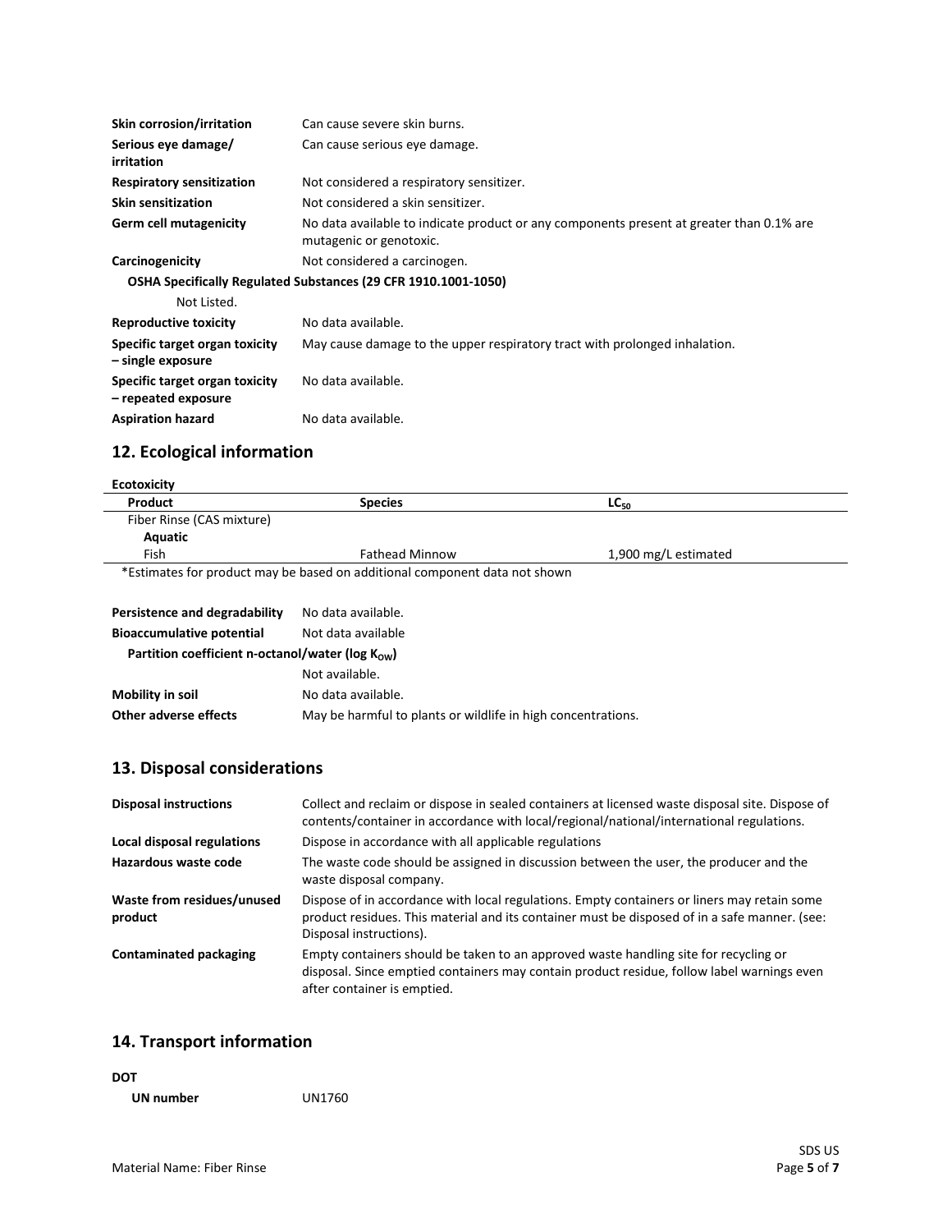| | |
|---|---|
| **Skin corrosion/irritation** | Can cause severe skin burns. |
| **Serious eye damage/ irritation** | Can cause serious eye damage. |
| **Respiratory sensitization** | Not considered a respiratory sensitizer. |
| **Skin sensitization** | Not considered a skin sensitizer. |
| **Germ cell mutagenicity** | No data available to indicate product or any components present at greater than 0.1% are mutagenic or genotoxic. |
| **Carcinogenicity** | Not considered a carcinogen. |

**OSHA Specifically Regulated Substances (29 CFR 1910.1001-1050)**

Not Listed.

| | |
|---|---|
| **Reproductive toxicity** | No data available. |
| **Specific target organ toxicity – single exposure** | May cause damage to the upper respiratory tract with prolonged inhalation. |
| **Specific target organ toxicity – repeated exposure** | No data available. |
| **Aspiration hazard** | No data available. |

## 12. Ecological information

**Ecotoxicity**

| Product | Species | $LC_{50}$ |
|---|---|---|
| Fiber Rinse (CAS mixture) | | |
| **Aquatic** | | |
| Fish | Fathead Minnow | 1,900 mg/L estimated |

*Estimates for product may be based on additional component data not shown

| | |
|---|---|
| **Persistence and degradability** | No data available. |
| **Bioaccumulative potential** | Not data available |

**Partition coefficient n-octanol/water (log $K_{OW}$)**

Not available.

| | |
|---|---|
| **Mobility in soil** | No data available. |
| **Other adverse effects** | May be harmful to plants or wildlife in high concentrations. |

## 13. Disposal considerations

| | |
|---|---|
| **Disposal instructions** | Collect and reclaim or dispose in sealed containers at licensed waste disposal site. Dispose of contents/container in accordance with local/regional/national/international regulations. |
| **Local disposal regulations** | Dispose in accordance with all applicable regulations |
| **Hazardous waste code** | The waste code should be assigned in discussion between the user, the producer and the waste disposal company. |
| **Waste from residues/unused product** | Dispose of in accordance with local regulations. Empty containers or liners may retain some product residues. This material and its container must be disposed of in a safe manner. (see: Disposal instructions). |
| **Contaminated packaging** | Empty containers should be taken to an approved waste handling site for recycling or disposal. Since emptied containers may contain product residue, follow label warnings even after container is emptied. |

## 14. Transport information

**DOT**

**UN number** UN1760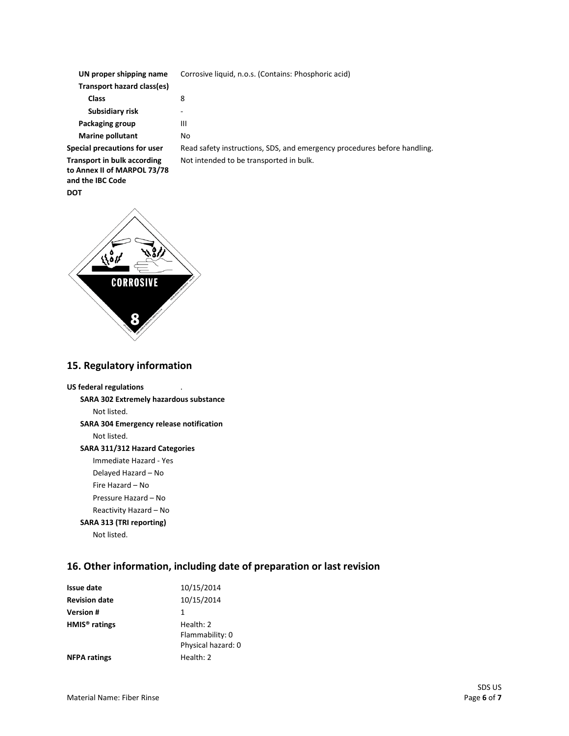| | |
|---|---|
| **UN proper shipping name** | Corrosive liquid, n.o.s. (Contains: Phosphoric acid) |
| **Transport hazard class(es)** | |
| **Class** | 8 |
| **Subsidiary risk** | - |
| **Packaging group** | III |
| **Marine pollutant** | No |
| **Special precautions for user** | Read safety instructions, SDS, and emergency procedures before handling. |
| **Transport in bulk according to Annex II of MARPOL 73/78 and the IBC Code** | Not intended to be transported in bulk. |

**DOT**

## 15. Regulatory information

**US federal regulations** .

**SARA 302 Extremely hazardous substance**

Not listed.

**SARA 304 Emergency release notification**

Not listed.

**SARA 311/312 Hazard Categories**

Immediate Hazard - Yes

Delayed Hazard – No

Fire Hazard – No

Pressure Hazard – No

Reactivity Hazard – No

**SARA 313 (TRI reporting)**

Not listed.

## 16. Other information, including date of preparation or last revision

| | |
|---|---|
| **Issue date** | 10/15/2014 |
| **Revision date** | 10/15/2014 |
| **Version #** | 1 |
| **HMIS® ratings** | Health: 2<br>Flammability: 0<br>Physical hazard: 0 |
| **NFPA ratings** | Health: 2 |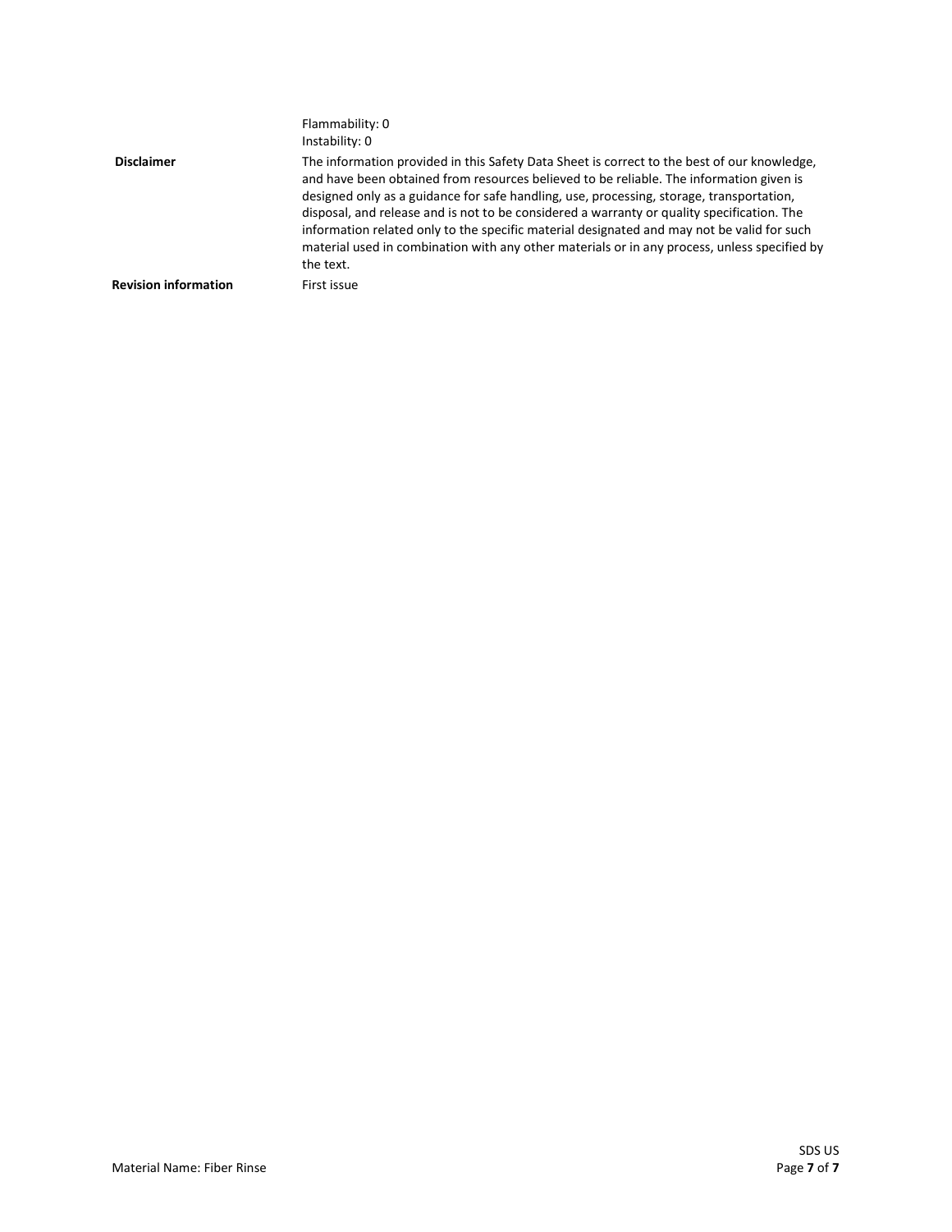Flammability: 0
Instability: 0

**Disclaimer** The information provided in this Safety Data Sheet is correct to the best of our knowledge, and have been obtained from resources believed to be reliable. The information given is designed only as a guidance for safe handling, use, processing, storage, transportation, disposal, and release and is not to be considered a warranty or quality specification. The information related only to the specific material designated and may not be valid for such material used in combination with any other materials or in any process, unless specified by the text.

**Revision information** First issue